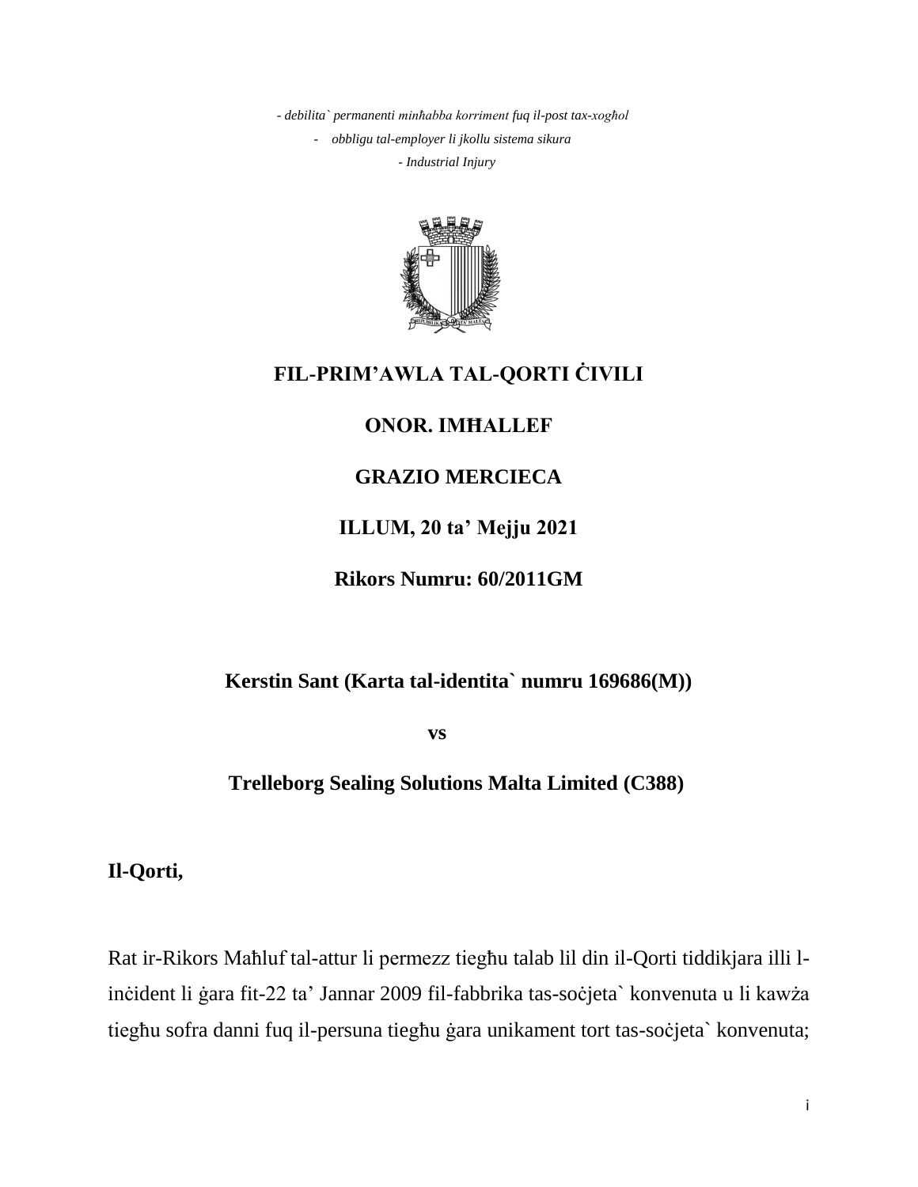*- debilita` permanenti minħabba korriment fuq il-post tax-xogħol*

*- obbligu tal-employer li jkollu sistema sikura*

*- Industrial Injury*

**FIL-PRIM'AWLA TAL-QORTI ĊIVILI**

**ONOR. IMĦALLEF**

**GRAZIO MERCIECA**

**ILLUM, 20 ta' Mejju 2021**

**Rikors Numru: 60/2011GM**

**Kerstin Sant (Karta tal-identita` numru 169686(M))**

**vs**

**Trelleborg Sealing Solutions Malta Limited (C388)**

**Il-Qorti,**

Rat ir-Rikors Maħluf tal-attur li permezz tiegħu talab lil din il-Qorti tiddikjara illi l-inċident li ġara fit-22 ta' Jannar 2009 fil-fabbrika tas-soċjeta` konvenuta u li kawża tiegħu sofra danni fuq il-persuna tiegħu ġara unikament tort tas-soċjeta` konvenuta;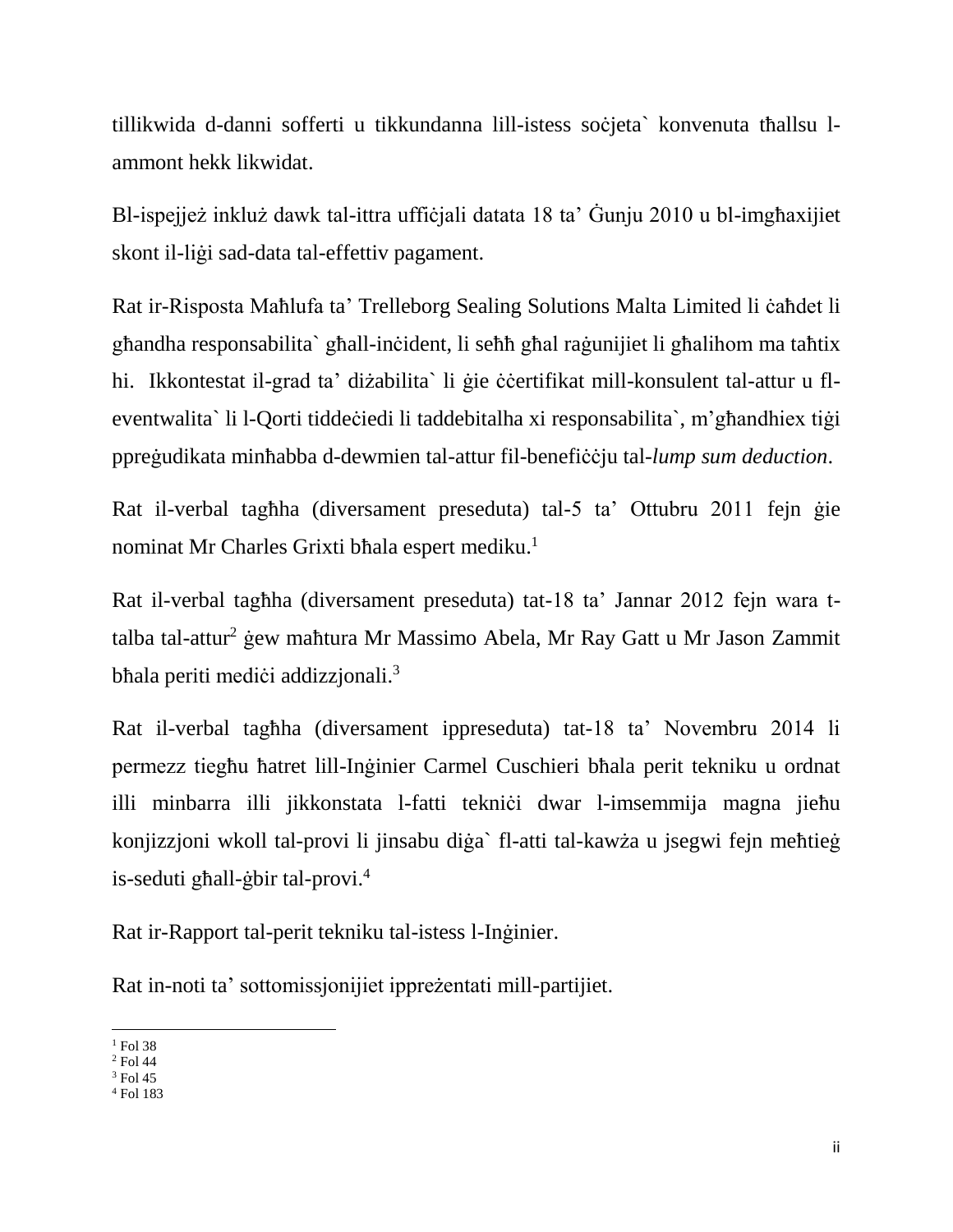tillikwida d-danni sofferti u tikkundanna lill-istess soċjeta` konvenuta tħallsu l-ammont hekk likwidat.

Bl-ispejjeż inkluż dawk tal-ittra uffiċjali datata 18 ta' Ġunju 2010 u bl-imgħaxijiet skont il-liġi sad-data tal-effettiv pagament.

Rat ir-Risposta Maħlufa ta' Trelleborg Sealing Solutions Malta Limited li ċaħdet li għandha responsabilita` għall-inċident, li seħħ għal raġunijiet li għalihom ma taħtix hi. Ikkontestat il-grad ta' diżabilita` li ġie ċċertifikat mill-konsulent tal-attur u fl-eventwalita` li l-Qorti tiddeċiedi li taddebitalha xi responsabilita`, m'għandhiex tiġi ppreġudikata minħabba d-dewmien tal-attur fil-benefiċċju tal-*lump sum deduction*.

Rat il-verbal tagħha (diversament preseduta) tal-5 ta' Ottubru 2011 fejn ġie nominat Mr Charles Grixti bħala espert mediku.[1]

Rat il-verbal tagħha (diversament preseduta) tat-18 ta' Jannar 2012 fejn wara t-talba tal-attur[2] ġew maħtura Mr Massimo Abela, Mr Ray Gatt u Mr Jason Zammit bħala periti mediċi addizzjonali.[3]

Rat il-verbal tagħha (diversament ippreseduta) tat-18 ta' Novembru 2014 li permezz tiegħu ħatret lill-Inġinier Carmel Cuschieri bħala perit tekniku u ordnat illi minbarra illi jikkonstata l-fatti tekniċi dwar l-imsemmija magna jieħu konjizzjoni wkoll tal-provi li jinsabu diġa` fl-atti tal-kawża u jsegwi fejn meħtieġ is-seduti għall-ġbir tal-provi.[4]

Rat ir-Rapport tal-perit tekniku tal-istess l-Inġinier.

Rat in-noti ta' sottomissjonijiet ippreżentati mill-partijiet.

---

[1] Fol 38
[2] Fol 44
[3] Fol 45
[4] Fol 183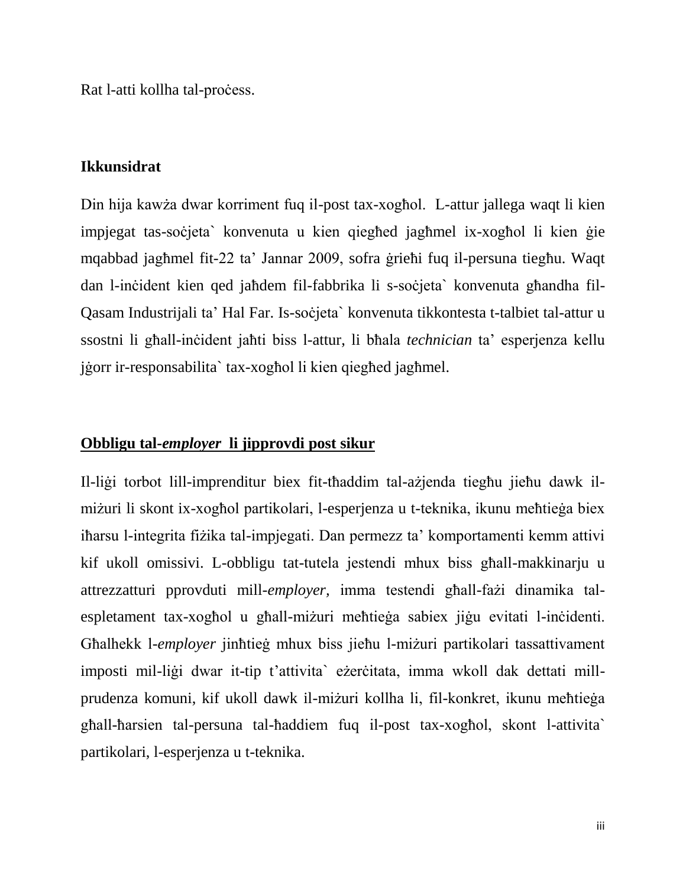Rat l-atti kollha tal-proċess.

**Ikkunsidrat**

Din hija kawża dwar korriment fuq il-post tax-xogħol. L-attur jallega waqt li kien impjegat tas-soċjeta` konvenuta u kien qiegħed jagħmel ix-xogħol li kien ġie mqabbad jagħmel fit-22 ta' Jannar 2009, sofra ġrieħi fuq il-persuna tiegħu. Waqt dan l-inċident kien qed jaħdem fil-fabbrika li s-soċjeta` konvenuta għandha fil-Qasam Industrijali ta' Hal Far. Is-soċjeta` konvenuta tikkontesta t-talbiet tal-attur u ssostni li għall-inċident jaħti biss l-attur, li bħala *technician* ta' esperjenza kellu jġorr ir-responsabilita` tax-xogħol li kien qiegħed jagħmel.

**<u>Obbligu tal-*employer* li jipprovdi post sikur</u>**

Il-liġi torbot lill-imprenditur biex fit-tħaddim tal-ażjenda tiegħu jieħu dawk il-miżuri li skont ix-xogħol partikolari, l-esperjenza u t-teknika, ikunu meħtieġa biex iħarsu l-integrita fiżika tal-impjegati. Dan permezz ta' komportamenti kemm attivi kif ukoll omissivi. L-obbligu tat-tutela jestendi mhux biss għall-makkinarju u attrezzatturi pprovduti mill-*employer*, imma testendi għall-fażi dinamika tal-espletament tax-xogħol u għall-miżuri meħtieġa sabiex jiġu evitati l-inċidenti. Għalhekk l-*employer* jinħtieġ mhux biss jieħu l-miżuri partikolari tassattivament imposti mil-liġi dwar it-tip t'attivita` eżerċitata, imma wkoll dak dettati mill-prudenza komuni, kif ukoll dawk il-miżuri kollha li, fil-konkret, ikunu meħtieġa għall-ħarsien tal-persuna tal-ħaddiem fuq il-post tax-xogħol, skont l-attivita` partikolari, l-esperjenza u t-teknika.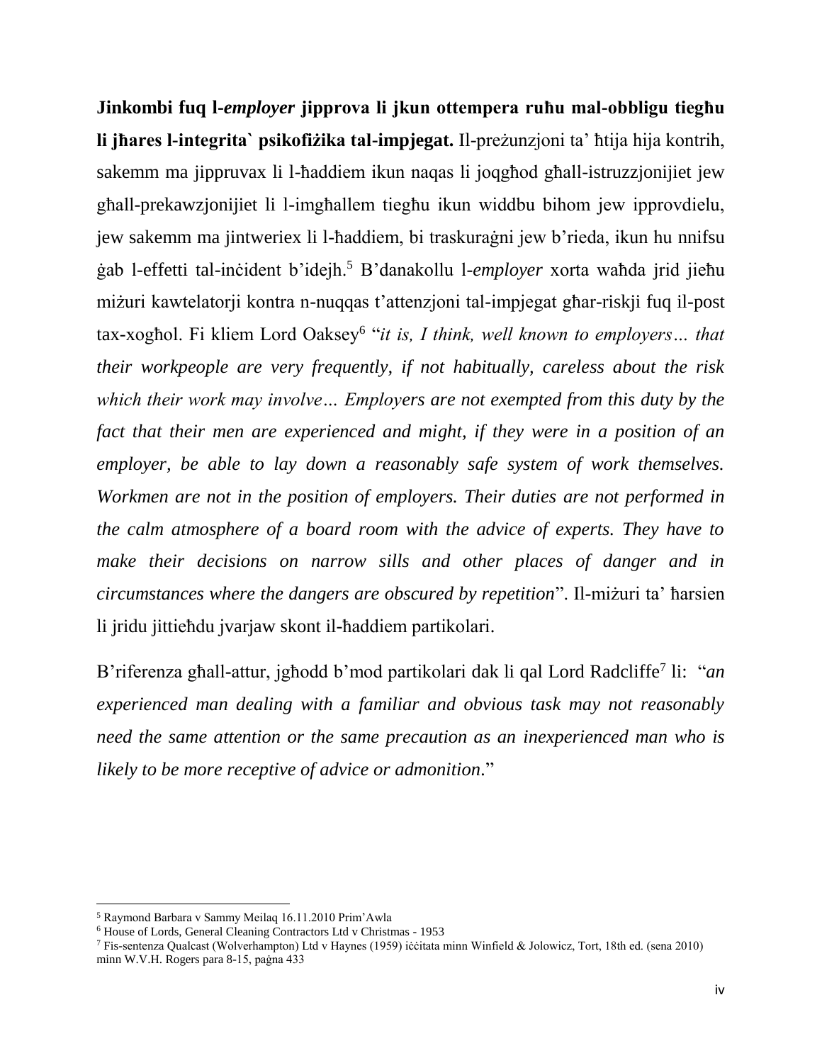**Jinkombi fuq l-*employer* jipprova li jkun ottempera ruħu mal-obbligu tiegħu li jħares l-integrita` psikofiżika tal-impjegat.** Il-preżunzjoni ta' ħtija hija kontrih, sakemm ma jippruvax li l-ħaddiem ikun naqas li joqgħod għall-istruzzjonijiet jew għall-prekawzjonijiet li l-imgħallem tiegħu ikun widdbu bihom jew ipprovdielu, jew sakemm ma jintweriex li l-ħaddiem, bi traskuraġni jew b'rieda, ikun hu nnifsu ġab l-effetti tal-inċident b'idejh.[5] B'danakollu l-*employer* xorta waħda jrid jieħu miżuri kawtelatorji kontra n-nuqqas t'attenzjoni tal-impjegat għar-riskji fuq il-post tax-xogħol. Fi kliem Lord Oaksey[6] "*it is, I think, well known to employers… that their workpeople are very frequently, if not habitually, careless about the risk which their work may involve… Employers are not exempted from this duty by the fact that their men are experienced and might, if they were in a position of an employer, be able to lay down a reasonably safe system of work themselves. Workmen are not in the position of employers. Their duties are not performed in the calm atmosphere of a board room with the advice of experts. They have to make their decisions on narrow sills and other places of danger and in circumstances where the dangers are obscured by repetition*". Il-miżuri ta' ħarsien li jridu jittieħdu jvarjaw skont il-ħaddiem partikolari.

B'riferenza għall-attur, jgħodd b'mod partikolari dak li qal Lord Radcliffe[7] li: "*an experienced man dealing with a familiar and obvious task may not reasonably need the same attention or the same precaution as an inexperienced man who is likely to be more receptive of advice or admonition*."

---

[5] Raymond Barbara v Sammy Meilaq 16.11.2010 Prim'Awla

[6] House of Lords, General Cleaning Contractors Ltd v Christmas - 1953

[7] Fis-sentenza Qualcast (Wolverhampton) Ltd v Haynes (1959) iċċitata minn Winfield & Jolowicz, Tort, 18th ed. (sena 2010) minn W.V.H. Rogers para 8-15, paġna 433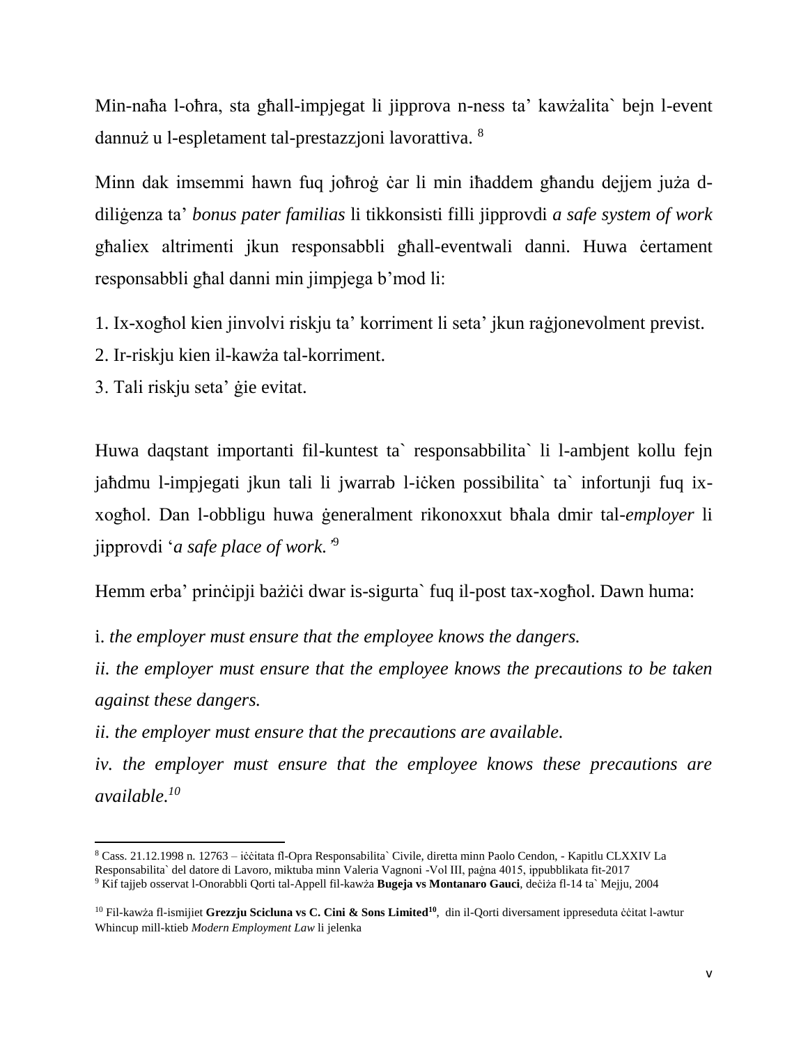Min-naħa l-oħra, sta għall-impjegat li jipprova n-ness ta' kawżalita` bejn l-event dannuż u l-espletament tal-prestazzjoni lavorattiva. [8]

Minn dak imsemmi hawn fuq joħroġ ċar li min iħaddem għandu dejjem juża d-diliġenza ta' *bonus pater familias* li tikkonsisti filli jipprovdi *a safe system of work* għaliex altrimenti jkun responsabbli għall-eventwali danni. Huwa ċertament responsabbli għal danni min jimpjega b'mod li:

1. Ix-xogħol kien jinvolvi riskju ta' korriment li seta' jkun raġjonevolment previst.
2. Ir-riskju kien il-kawża tal-korriment.
3. Tali riskju seta' ġie evitat.

Huwa daqstant importanti fil-kuntest ta` responsabbilita` li l-ambjent kollu fejn jaħdmu l-impjegati jkun tali li jwarrab l-iċken possibilita` ta` infortunji fuq ix-xogħol. Dan l-obbligu huwa ġeneralment rikonoxxut bħala dmir tal-*employer* li jipprovdi '*a safe place of work.'*[9]

Hemm erba' prinċipji bażiċi dwar is-sigurta` fuq il-post tax-xogħol. Dawn huma:

i. *the employer must ensure that the employee knows the dangers.*
*ii. the employer must ensure that the employee knows the precautions to be taken against these dangers.*
*ii. the employer must ensure that the precautions are available.*
*iv. the employer must ensure that the employee knows these precautions are available.*[10]

---

[8] Cass. 21.12.1998 n. 12763 – iċċitata fl-Opra Responsabilita` Civile, diretta minn Paolo Cendon, - Kapitlu CLXXIV La Responsabilita` del datore di Lavoro, miktuba minn Valeria Vagnoni -Vol III, paġna 4015, ippubblikata fit-2017

[9] Kif tajjeb osservat l-Onorabbli Qorti tal-Appell fil-kawża **Bugeja vs Montanaro Gauci**, deċiża fl-14 ta` Mejju, 2004

[10] Fil-kawża fl-ismijiet **Grezzju Scicluna vs C. Cini & Sons Limited**[10], din il-Qorti diversament ippreseduta ċċitat l-awtur Whincup mill-ktieb *Modern Employment Law* li jelenka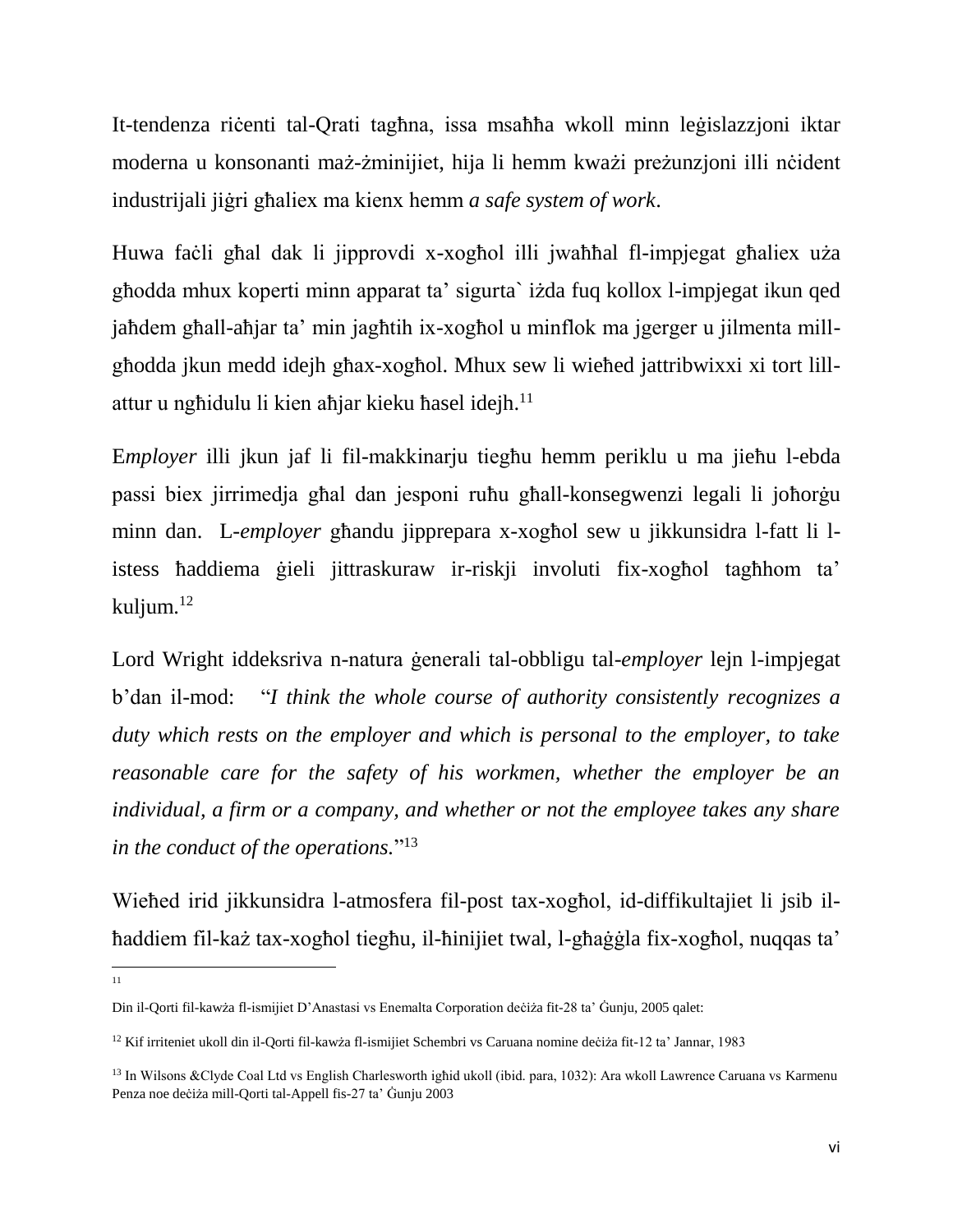It-tendenza riċenti tal-Qrati tagħna, issa msaħħa wkoll minn leġislazzjoni iktar moderna u konsonanti maż-żminijiet, hija li hemm kważi preżunzjoni illi nċident industrijali jiġri għaliex ma kienx hemm *a safe system of work*.

Huwa faċli għal dak li jipprovdi x-xogħol illi jwaħħal fl-impjegat għaliex uża għodda mhux koperti minn apparat ta' sigurta` iżda fuq kollox l-impjegat ikun qed jaħdem għall-aħjar ta' min jagħtih ix-xogħol u minflok ma jgerger u jilmenta mill-għodda jkun medd idejh għax-xogħol. Mhux sew li wieħed jattribwixxi xi tort lill-attur u ngħidulu li kien aħjar kieku ħasel idejh.[11]

E*mployer* illi jkun jaf li fil-makkinarju tiegħu hemm periklu u ma jieħu l-ebda passi biex jirrimedja għal dan jesponi ruħu għall-konsegwenzi legali li joħorġu minn dan. L-*employer* għandu jipprepara x-xogħol sew u jikkunsidra l-fatt li l-istess ħaddiema ġieli jittraskuraw ir-riskji involuti fix-xogħol tagħhom ta' kuljum.[12]

Lord Wright iddeksriva n-natura ġenerali tal-obbligu tal-*employer* lejn l-impjegat b'dan il-mod: "*I think the whole course of authority consistently recognizes a duty which rests on the employer and which is personal to the employer, to take reasonable care for the safety of his workmen, whether the employer be an individual, a firm or a company, and whether or not the employee takes any share in the conduct of the operations.*"[13]

Wieħed irid jikkunsidra l-atmosfera fil-post tax-xogħol, id-diffikultajiet li jsib il-ħaddiem fil-każ tax-xogħol tiegħu, il-ħinijiet twal, l-għaġġla fix-xogħol, nuqqas ta'

---

[11]

Din il-Qorti fil-kawża fl-ismijiet D'Anastasi vs Enemalta Corporation deċiża fit-28 ta' Ġunju, 2005 qalet:

[12] Kif irriteniet ukoll din il-Qorti fil-kawża fl-ismijiet Schembri vs Caruana nomine deċiża fit-12 ta' Jannar, 1983

[13] In Wilsons &Clyde Coal Ltd vs English Charlesworth igħid ukoll (ibid. para, 1032): Ara wkoll Lawrence Caruana vs Karmenu Penza noe deċiża mill-Qorti tal-Appell fis-27 ta' Ġunju 2003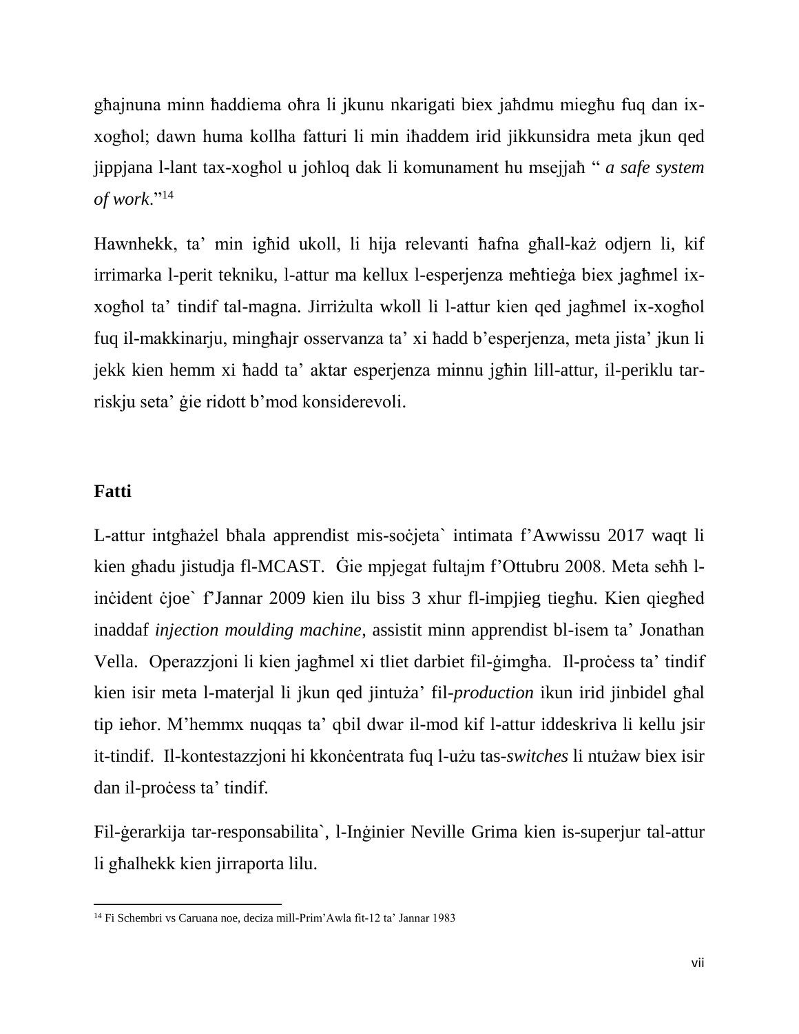għajnuna minn ħaddiema oħra li jkunu nkarigati biex jaħdmu miegħu fuq dan ix-xogħol; dawn huma kollha fatturi li min iħaddem irid jikkunsidra meta jkun qed jippjana l-lant tax-xogħol u joħloq dak li komunament hu msejjaħ " *a safe system of work*."[14]

Hawnhekk, ta' min igħid ukoll, li hija relevanti ħafna għall-każ odjern li, kif irrimarka l-perit tekniku, l-attur ma kellux l-esperjenza meħtieġa biex jagħmel ix-xogħol ta' tindif tal-magna. Jirriżulta wkoll li l-attur kien qed jagħmel ix-xogħol fuq il-makkinarju, mingħajr osservanza ta' xi ħadd b'esperjenza, meta jista' jkun li jekk kien hemm xi ħadd ta' aktar esperjenza minnu jgħin lill-attur, il-periklu tar-riskju seta' ġie ridott b'mod konsiderevoli.

**Fatti**

L-attur intgħażel bħala apprendist mis-soċjeta` intimata f'Awwissu 2017 waqt li kien għadu jistudja fl-MCAST. Ġie mpjegat fultajm f'Ottubru 2008. Meta seħħ l-inċident ċjoe` f'Jannar 2009 kien ilu biss 3 xhur fl-impjieg tiegħu. Kien qiegħed inaddaf *injection moulding machine,* assistit minn apprendist bl-isem ta' Jonathan Vella. Operazzjoni li kien jagħmel xi tliet darbiet fil-ġimgħa. Il-proċess ta' tindif kien isir meta l-materjal li jkun qed jintuża' fil-*production* ikun irid jinbidel għal tip ieħor. M'hemmx nuqqas ta' qbil dwar il-mod kif l-attur iddeskriva li kellu jsir it-tindif. Il-kontestazzjoni hi kkonċentrata fuq l-użu tas-*switches* li ntużaw biex isir dan il-proċess ta' tindif.

Fil-ġerarkija tar-responsabilita`, l-Inġinier Neville Grima kien is-superjur tal-attur li għalhekk kien jirraporta lilu.

[14] Fi Schembri vs Caruana noe, deciza mill-Prim'Awla fit-12 ta' Jannar 1983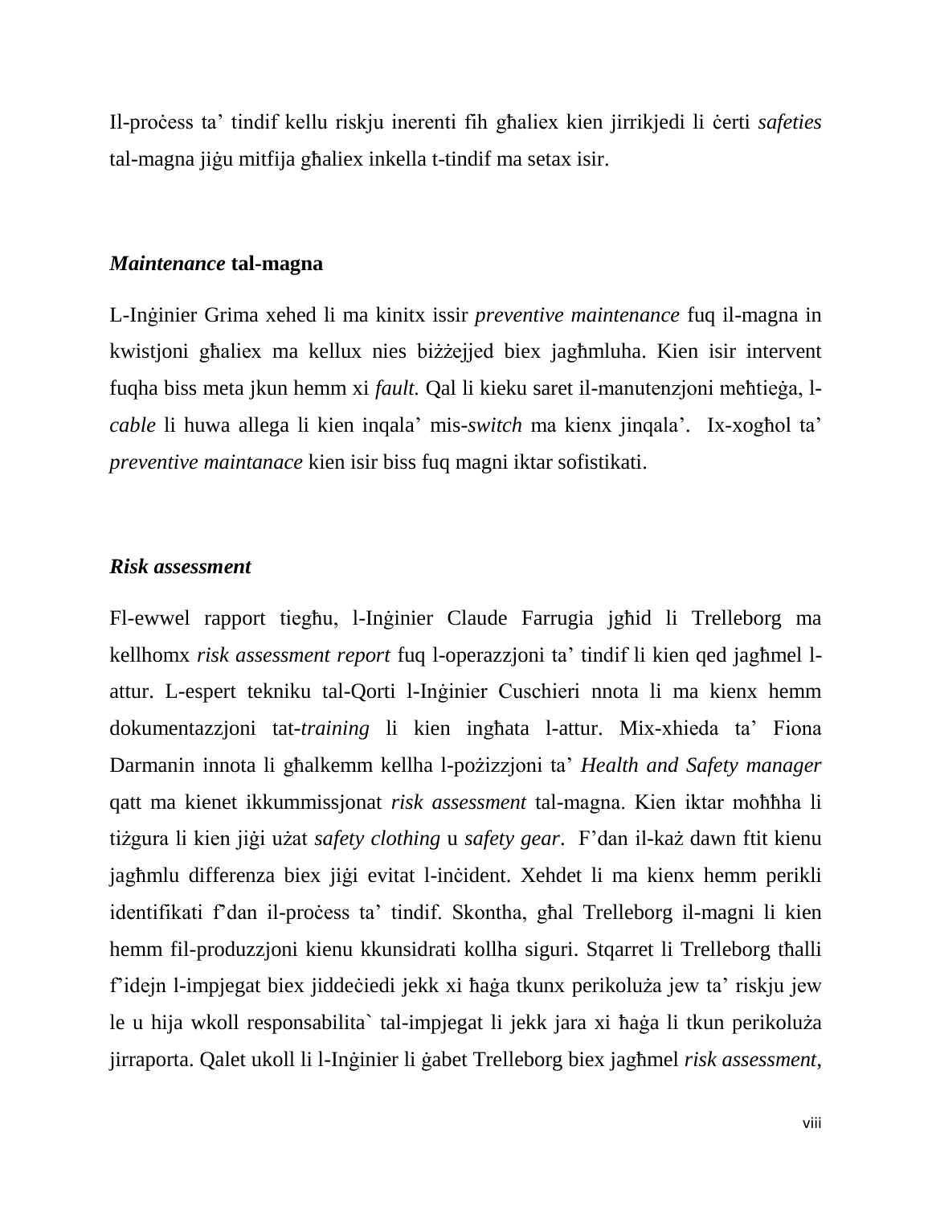Il-proċess ta' tindif kellu riskju inerenti fih għaliex kien jirrikjedi li ċerti *safeties* tal-magna jiġu mitfija għaliex inkella t-tindif ma setax isir.

### *Maintenance* tal-magna

L-Inġinier Grima xehed li ma kinitx issir *preventive maintenance* fuq il-magna in kwistjoni għaliex ma kellux nies biżżejjed biex jagħmluha. Kien isir intervent fuqha biss meta jkun hemm xi *fault.* Qal li kieku saret il-manutenzjoni meħtieġa, l-*cable* li huwa allega li kien inqala' mis-*switch* ma kienx jinqala'.  Ix-xogħol ta' *preventive maintanace* kien isir biss fuq magni iktar sofistikati.

### *Risk assessment*

Fl-ewwel rapport tiegħu, l-Inġinier Claude Farrugia jgħid li Trelleborg ma kellhomx *risk assessment report* fuq l-operazzjoni ta' tindif li kien qed jagħmel l-attur. L-espert tekniku tal-Qorti l-Inġinier Cuschieri nnota li ma kienx hemm dokumentazzjoni tat-*training* li kien ingħata l-attur. Mix-xhieda ta' Fiona Darmanin innota li għalkemm kellha l-pożizzjoni ta' *Health and Safety manager* qatt ma kienet ikkummissjonat *risk assessment* tal-magna. Kien iktar moħħha li tiżgura li kien jiġi użat *safety clothing* u *safety gear*.  F'dan il-każ dawn ftit kienu jagħmlu differenza biex jiġi evitat l-inċident. Xehdet li ma kienx hemm perikli identifikati f'dan il-proċess ta' tindif. Skontha, għal Trelleborg il-magni li kien hemm fil-produzzjoni kienu kkunsidrati kollha siguri. Stqarret li Trelleborg tħalli f'idejn l-impjegat biex jiddeċiedi jekk xi ħaġa tkunx perikoluża jew ta' riskju jew le u hija wkoll responsabilita` tal-impjegat li jekk jara xi ħaġa li tkun perikoluża jirraporta. Qalet ukoll li l-Inġinier li ġabet Trelleborg biex jagħmel *risk assessment*,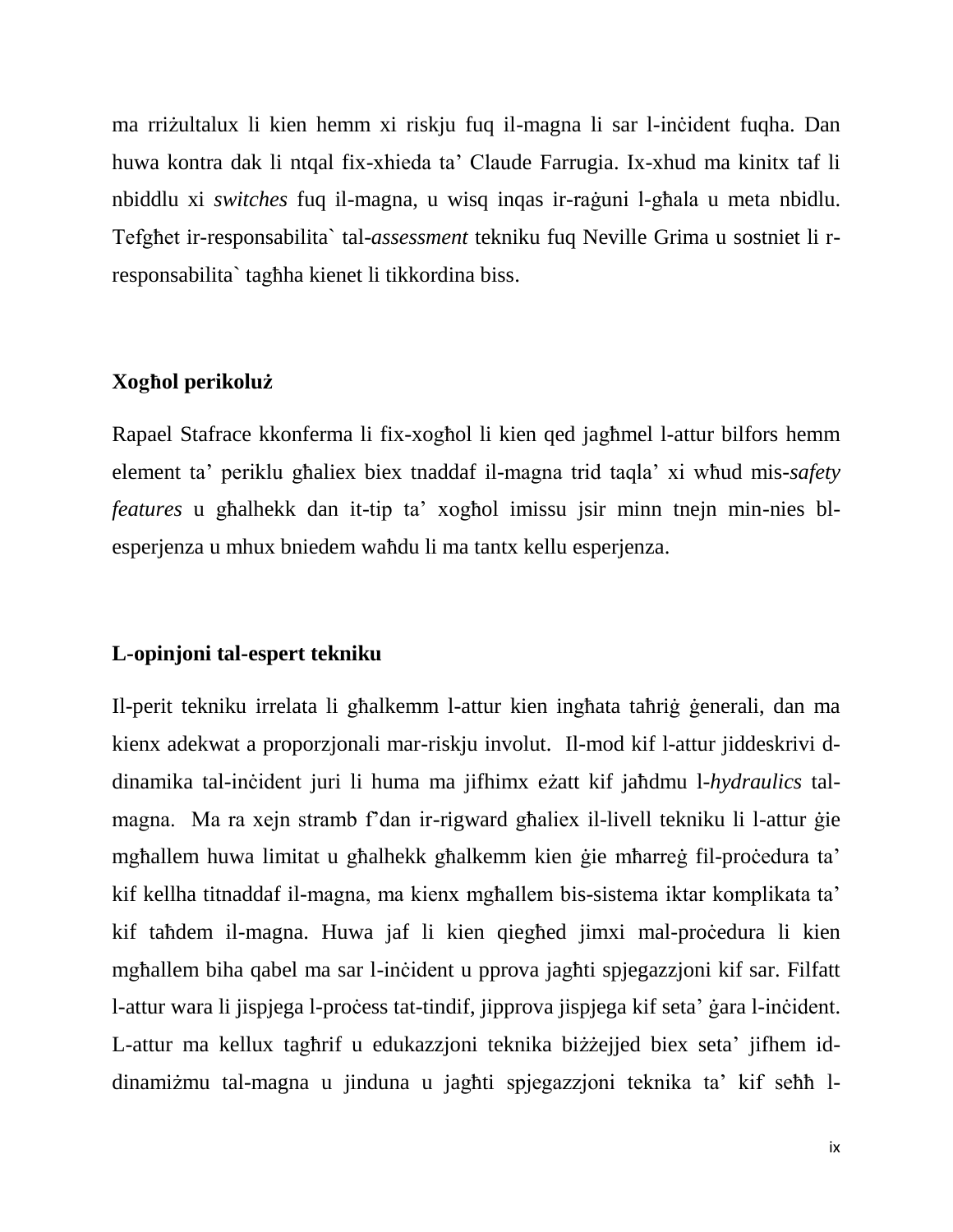ma rriżultalux li kien hemm xi riskju fuq il-magna li sar l-inċident fuqha. Dan huwa kontra dak li ntqal fix-xhieda ta' Claude Farrugia. Ix-xhud ma kinitx taf li nbiddlu xi *switches* fuq il-magna, u wisq inqas ir-raġuni l-għala u meta nbidlu. Tefgħet ir-responsabilita` tal-*assessment* tekniku fuq Neville Grima u sostniet li r-responsabilita` tagħha kienet li tikkordina biss.

**Xogħol perikoluż**

Rapael Stafrace kkonferma li fix-xogħol li kien qed jagħmel l-attur bilfors hemm element ta' periklu għaliex biex tnaddaf il-magna trid taqla' xi wħud mis-*safety features* u għalhekk dan it-tip ta' xogħol imissu jsir minn tnejn min-nies bl-esperjenza u mhux bniedem waħdu li ma tantx kellu esperjenza.

**L-opinjoni tal-espert tekniku**

Il-perit tekniku irrelata li għalkemm l-attur kien ingħata taħriġ ġenerali, dan ma kienx adekwat a proporzjonali mar-riskju involut. Il-mod kif l-attur jiddeskrivi d-dinamika tal-inċident juri li huma ma jifhimx eżatt kif jaħdmu l-*hydraulics* tal-magna. Ma ra xejn stramb f'dan ir-rigward għaliex il-livell tekniku li l-attur ġie mgħallem huwa limitat u għalhekk għalkemm kien ġie mħarreġ fil-proċedura ta' kif kellha titnaddaf il-magna, ma kienx mgħallem bis-sistema iktar komplikata ta' kif taħdem il-magna. Huwa jaf li kien qiegħed jimxi mal-proċedura li kien mgħallem biha qabel ma sar l-inċident u pprova jagħti spjegazzjoni kif sar. Filfatt l-attur wara li jispjega l-proċess tat-tindif, jipprova jispjega kif seta' ġara l-inċident. L-attur ma kellux tagħrif u edukazzjoni teknika biżżejjed biex seta' jifhem id-dinamiżmu tal-magna u jinduna u jagħti spjegazzjoni teknika ta' kif seħħ l-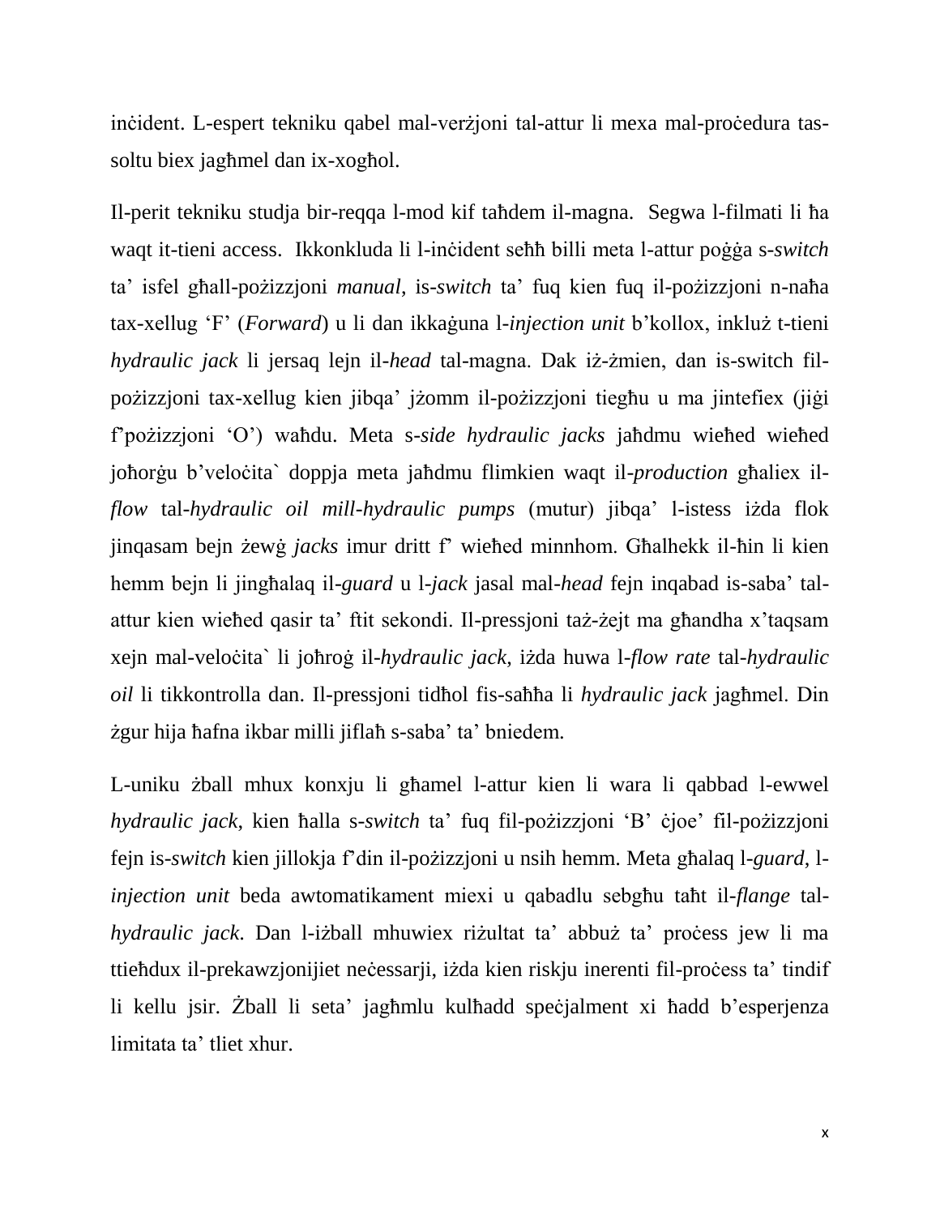inċident. L-espert tekniku qabel mal-verżjoni tal-attur li mexa mal-proċedura tas-soltu biex jagħmel dan ix-xogħol.

Il-perit tekniku studja bir-reqqa l-mod kif taħdem il-magna. Segwa l-filmati li ħa waqt it-tieni access. Ikkonkluda li l-inċident seħħ billi meta l-attur poġġa s-*switch* ta' isfel għall-pożizzjoni *manual*, is-*switch* ta' fuq kien fuq il-pożizzjoni n-naħa tax-xellug 'F' (*Forward*) u li dan ikkaġuna l-*injection unit* b'kollox, inkluż t-tieni *hydraulic jack* li jersaq lejn il-*head* tal-magna. Dak iż-żmien, dan is-switch fil-pożizzjoni tax-xellug kien jibqa' jżomm il-pożizzjoni tiegħu u ma jintefiex (jiġi f'pożizzjoni 'O') waħdu. Meta s-*side hydraulic jacks* jaħdmu wieħed wieħed joħorġu b'veloċita` doppja meta jaħdmu flimkien waqt il-*production* għaliex il-*flow* tal-*hydraulic oil mill-hydraulic pumps* (mutur) jibqa' l-istess iżda flok jinqasam bejn żewġ *jacks* imur dritt f' wieħed minnhom. Għalhekk il-ħin li kien hemm bejn li jingħalaq il-*guard* u l-*jack* jasal mal-*head* fejn inqabad is-saba' tal-attur kien wieħed qasir ta' ftit sekondi. Il-pressjoni taż-żejt ma għandha x'taqsam xejn mal-veloċita` li joħroġ il-*hydraulic jack,* iżda huwa l-*flow rate* tal-*hydraulic oil* li tikkontrolla dan. Il-pressjoni tidħol fis-saħħa li *hydraulic jack* jagħmel. Din żgur hija ħafna ikbar milli jiflaħ s-saba' ta' bniedem.

L-uniku żball mhux konxju li għamel l-attur kien li wara li qabbad l-ewwel *hydraulic jack*, kien ħalla s-*switch* ta' fuq fil-pożizzjoni 'B' ċjoe' fil-pożizzjoni fejn is-*switch* kien jillokja f'din il-pożizzjoni u nsih hemm. Meta għalaq l-*guard*, l-*injection unit* beda awtomatikament miexi u qabadlu sebgħu taħt il-*flange* tal-*hydraulic jack*. Dan l-iżball mhuwiex riżultat ta' abbuż ta' proċess jew li ma ttieħdux il-prekawzjonijiet neċessarji, iżda kien riskju inerenti fil-proċess ta' tindif li kellu jsir. Żball li seta' jagħmlu kulħadd speċjalment xi ħadd b'esperjenza limitata ta' tliet xhur.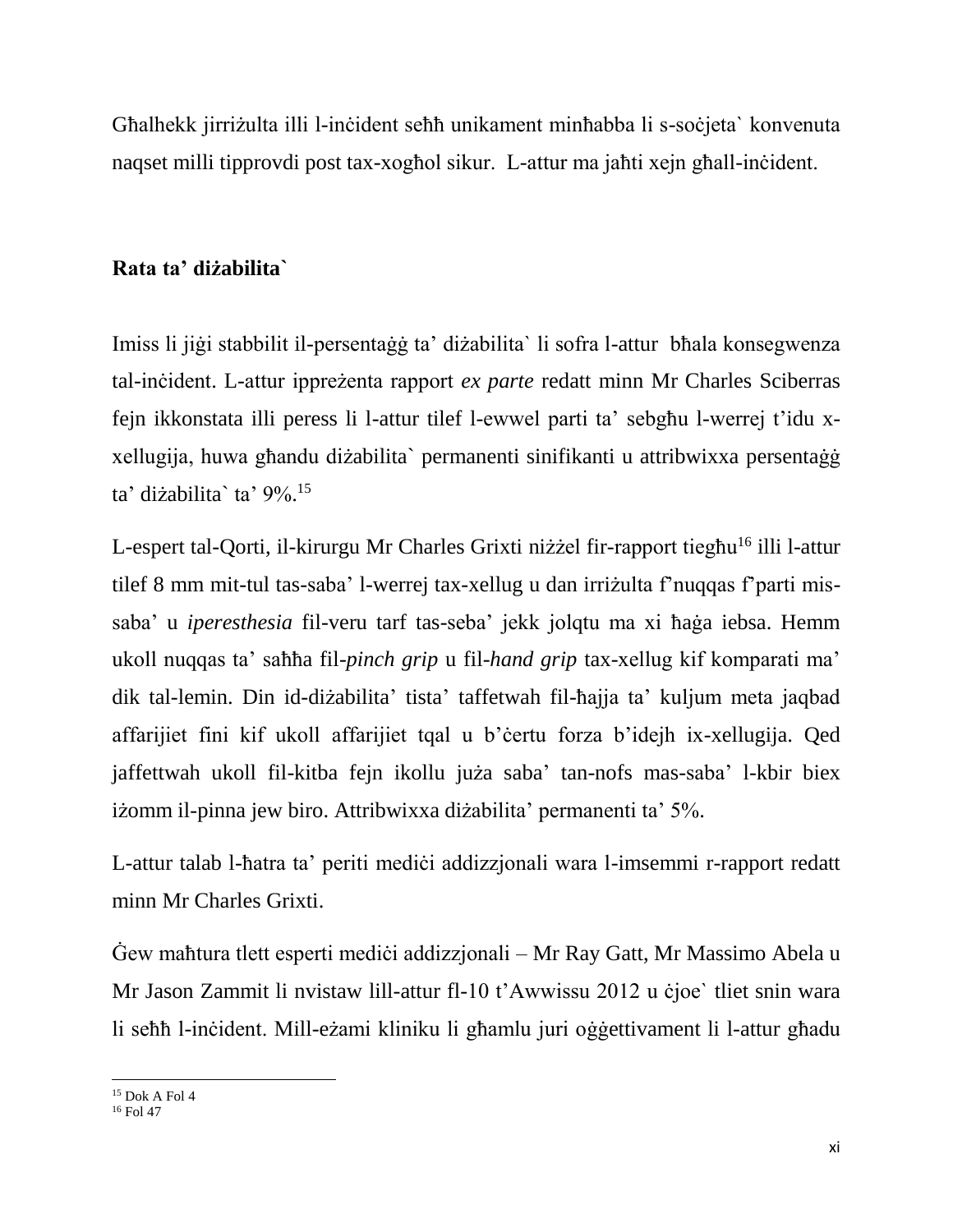Għalhekk jirriżulta illi l-inċident seħħ unikament minħabba li s-soċjeta` konvenuta naqset milli tipprovdi post tax-xogħol sikur. L-attur ma jaħti xejn għall-inċident.

**Rata ta' diżabilita`**

Imiss li jiġi stabbilit il-persentaġġ ta' diżabilita` li sofra l-attur bħala konsegwenza tal-inċident. L-attur ippreżenta rapport *ex parte* redatt minn Mr Charles Sciberras fejn ikkonstata illi peress li l-attur tilef l-ewwel parti ta' sebgħu l-werrej t'idu x-xellugija, huwa għandu diżabilita` permanenti sinifikanti u attribwixxa persentaġġ ta' diżabilita` ta' 9%.[15]

L-espert tal-Qorti, il-kirurgu Mr Charles Grixti niżżel fir-rapport tiegħu[16] illi l-attur tilef 8 mm mit-tul tas-saba' l-werrej tax-xellug u dan irriżulta f'nuqqas f'parti mis-saba' u *iperesthesia* fil-veru tarf tas-seba' jekk jolqtu ma xi ħaġa iebsa. Hemm ukoll nuqqas ta' saħħa fil-*pinch grip* u fil-*hand grip* tax-xellug kif komparati ma' dik tal-lemin. Din id-diżabilita' tista' taffetwah fil-ħajja ta' kuljum meta jaqbad affarijiet fini kif ukoll affarijiet tqal u b'ċertu forza b'idejh ix-xellugija. Qed jaffettwah ukoll fil-kitba fejn ikollu juża saba' tan-nofs mas-saba' l-kbir biex iżomm il-pinna jew biro. Attribwixxa diżabilita' permanenti ta' 5%.

L-attur talab l-ħatra ta' periti mediċi addizzjonali wara l-imsemmi r-rapport redatt minn Mr Charles Grixti.

Ġew maħtura tlett esperti mediċi addizzjonali – Mr Ray Gatt, Mr Massimo Abela u Mr Jason Zammit li nvistaw lill-attur fl-10 t'Awwissu 2012 u ċjoe` tliet snin wara li seħħ l-inċident. Mill-eżami kliniku li għamlu juri oġġettivament li l-attur għadu

[15] Dok A Fol 4

[16] Fol 47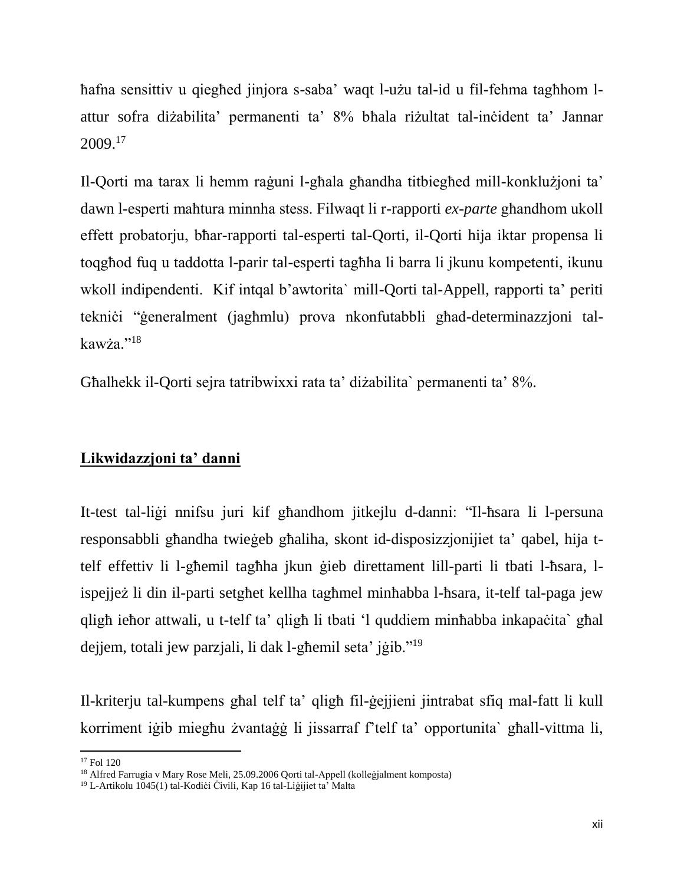ħafna sensittiv u qiegħed jinjora s-saba' waqt l-użu tal-id u fil-fehma tagħhom l-attur sofra diżabilita' permanenti ta' 8% bħala riżultat tal-inċident ta' Jannar 2009.[17]

Il-Qorti ma tarax li hemm raġuni l-għala għandha titbiegħed mill-konklużjoni ta' dawn l-esperti maħtura minnha stess. Filwaqt li r-rapporti *ex-parte* għandhom ukoll effett probatorju, bħar-rapporti tal-esperti tal-Qorti, il-Qorti hija iktar propensa li toqgħod fuq u taddotta l-parir tal-esperti tagħha li barra li jkunu kompetenti, ikunu wkoll indipendenti. Kif intqal b'awtorita` mill-Qorti tal-Appell, rapporti ta' periti tekniċi "ġeneralment (jagħmlu) prova nkonfutabbli għad-determinazzjoni tal-kawża."[18]

Għalhekk il-Qorti sejra tatribwixxi rata ta' diżabilita` permanenti ta' 8%.

## Likwidazzjoni ta' danni

It-test tal-liġi nnifsu juri kif għandhom jitkejlu d-danni: "Il-ħsara li l-persuna responsabbli għandha twieġeb għaliha, skont id-disposizzjonijiet ta' qabel, hija t-telf effettiv li l-għemil tagħha jkun ġieb direttament lill-parti li tbati l-ħsara, l-ispejjeż li din il-parti setgħet kellha tagħmel minħabba l-ħsara, it-telf tal-paga jew qligħ ieħor attwali, u t-telf ta' qligħ li tbati 'l quddiem minħabba inkapaċita` għal dejjem, totali jew parzjali, li dak l-għemil seta' jġib."[19]

Il-kriterju tal-kumpens għal telf ta' qligħ fil-ġejjieni jintrabat sfiq mal-fatt li kull korriment iġib miegħu żvantaġġ li jissarraf f'telf ta' opportunita` għall-vittma li,

---

[17] Fol 120

[18] Alfred Farrugia v Mary Rose Meli, 25.09.2006 Qorti tal-Appell (kolleġjalment komposta)

[19] L-Artikolu 1045(1) tal-Kodiċi Ċivili, Kap 16 tal-Liġijiet ta' Malta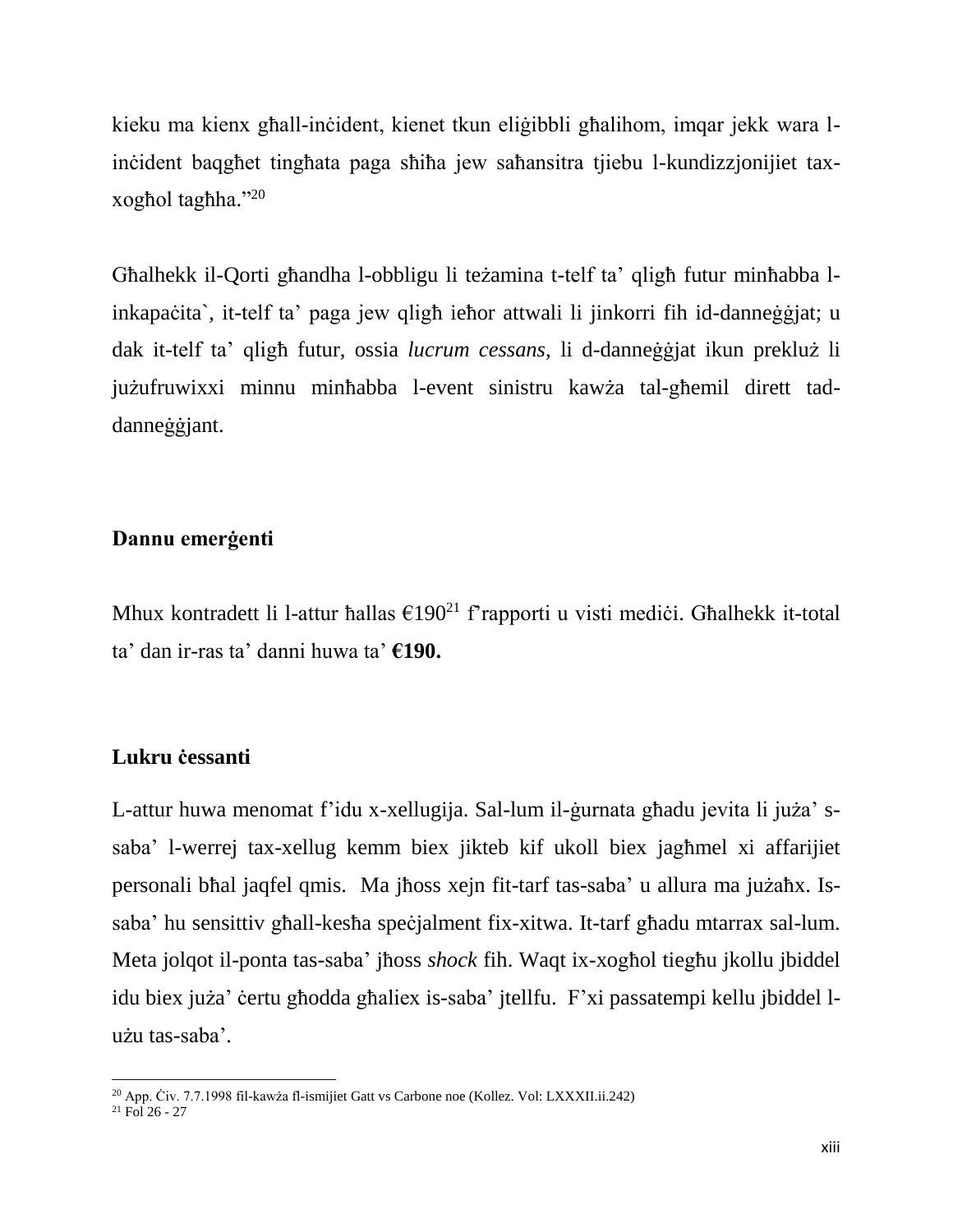kieku ma kienx għall-inċident, kienet tkun eliġibbli għalihom, imqar jekk wara l-inċident baqgħet tingħata paga sħiħa jew saħansitra tjiebu l-kundizzjonijiet tax-xogħol tagħha."[20]

Għalhekk il-Qorti għandha l-obbligu li teżamina t-telf ta' qligħ futur minħabba l-inkapaċita`, it-telf ta' paga jew qligħ ieħor attwali li jinkorri fih id-danneġġjat; u dak it-telf ta' qligħ futur, ossia *lucrum cessans*, li d-danneġġjat ikun prekluż li jużufruwixxi minnu minħabba l-event sinistru kawża tal-għemil dirett tad-danneġġjant.

### Dannu emerġenti

Mhux kontradett li l-attur ħallas €190[21] f'rapporti u visti mediċi. Għalhekk it-total ta' dan ir-ras ta' danni huwa ta' **€190.**

### Lukru ċessanti

L-attur huwa menomat f'idu x-xellugija. Sal-lum il-ġurnata għadu jevita li juża' s-saba' l-werrej tax-xellug kemm biex jikteb kif ukoll biex jagħmel xi affarijiet personali bħal jaqfel qmis. Ma jħoss xejn fit-tarf tas-saba' u allura ma jużaħx. Is-saba' hu sensittiv għall-kesħa speċjalment fix-xitwa. It-tarf għadu mtarrax sal-lum. Meta jolqot il-ponta tas-saba' jħoss *shock* fih. Waqt ix-xogħol tiegħu jkollu jbiddel idu biex juża' ċertu għodda għaliex is-saba' jtellfu. F'xi passatempi kellu jbiddel l-użu tas-saba'.

---

[20] App. Ċiv. 7.7.1998 fil-kawża fl-ismijiet Gatt vs Carbone noe (Kollez. Vol: LXXXII.ii.242)

[21] Fol 26 - 27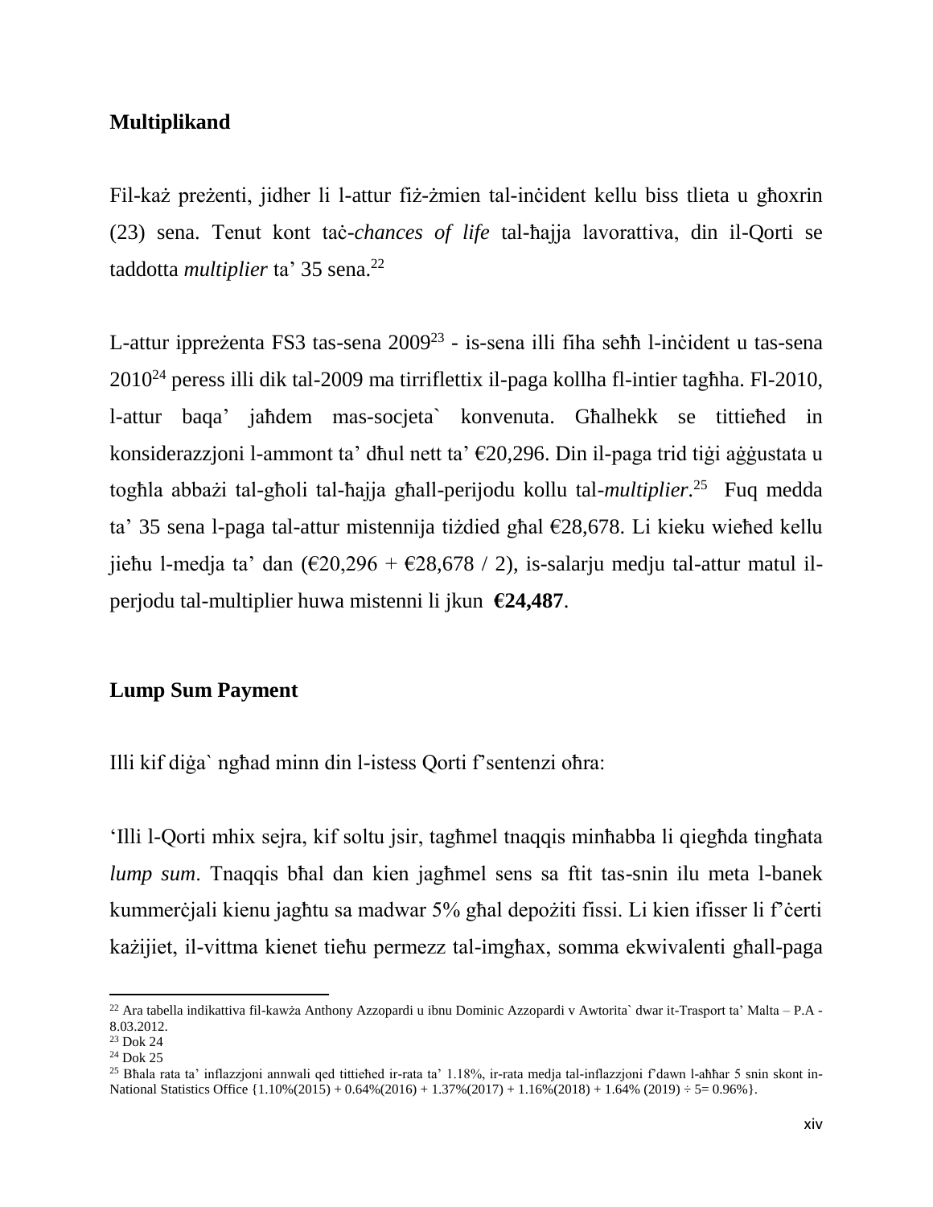**Multiplikand**

Fil-każ preżenti, jidher li l-attur fiż-żmien tal-inċident kellu biss tlieta u għoxrin (23) sena. Tenut kont taċ-*chances of life* tal-ħajja lavorattiva, din il-Qorti se taddotta *multiplier* ta' 35 sena.[22]

L-attur ippreżenta FS3 tas-sena 2009[23] - is-sena illi fiha seħħ l-inċident u tas-sena 2010[24] peress illi dik tal-2009 ma tirriflettix il-paga kollha fl-intier tagħha. Fl-2010, l-attur baqa' jaħdem mas-socjeta` konvenuta. Għalhekk se tittieħed in konsiderazzjoni l-ammont ta' dħul nett ta' €20,296. Din il-paga trid tiġi aġġustata u togħla abbażi tal-għoli tal-ħajja għall-perijodu kollu tal-*multiplier*.[25] Fuq medda ta' 35 sena l-paga tal-attur mistennija tiżdied għal €28,678. Li kieku wieħed kellu jieħu l-medja ta' dan (€20,296 + €28,678 / 2), is-salarju medju tal-attur matul il-perjodu tal-multiplier huwa mistenni li jkun **€24,487**.

**Lump Sum Payment**

Illi kif diġa` ngħad minn din l-istess Qorti f'sentenzi oħra:

'Illi l-Qorti mhix sejra, kif soltu jsir, tagħmel tnaqqis minħabba li qiegħda tingħata *lump sum*. Tnaqqis bħal dan kien jagħmel sens sa ftit tas-snin ilu meta l-banek kummerċjali kienu jagħtu sa madwar 5% għal depożiti fissi. Li kien ifisser li f'ċerti każijiet, il-vittma kienet tieħu permezz tal-imgħax, somma ekwivalenti għall-paga

---

[22] Ara tabella indikattiva fil-kawża Anthony Azzopardi u ibnu Dominic Azzopardi v Awtorita` dwar it-Trasport ta' Malta – P.A - 8.03.2012.

[23] Dok 24

[24] Dok 25

[25] Bħala rata ta' inflazzjoni annwali qed tittieħed ir-rata ta' 1.18%, ir-rata medja tal-inflazzjoni f'dawn l-aħħar 5 snin skont in-National Statistics Office {1.10%(2015) + 0.64%(2016) + 1.37%(2017) + 1.16%(2018) + 1.64% (2019) ÷ 5= 0.96%}.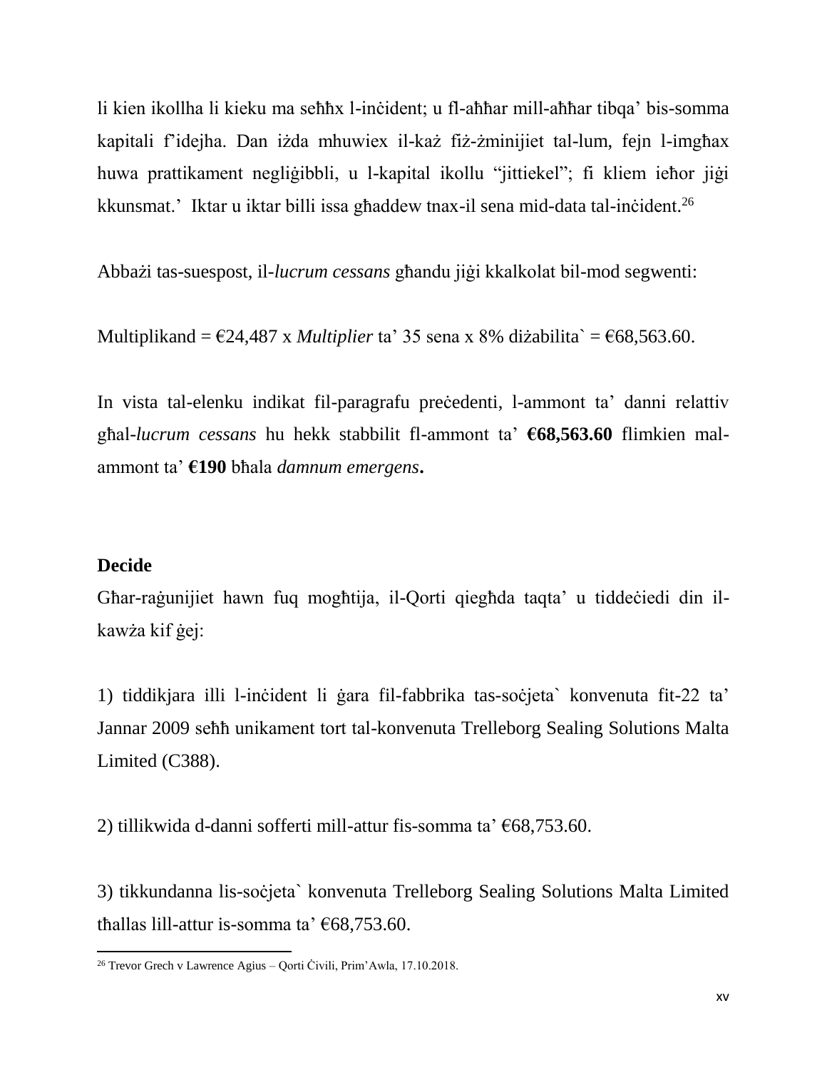li kien ikollha li kieku ma seħħx l-inċident; u fl-aħħar mill-aħħar tibqa' bis-somma kapitali f'idejha. Dan iżda mhuwiex il-każ fiż-żminijiet tal-lum, fejn l-imgħax huwa prattikament negliġibbli, u l-kapital ikollu "jittiekel"; fi kliem ieħor jiġi kkunsmat.' Iktar u iktar billi issa għaddew tnax-il sena mid-data tal-inċident.[26]

Abbażi tas-suespost, il-*lucrum cessans* għandu jiġi kkalkolat bil-mod segwenti:

Multiplikand = €24,487 x *Multiplier* ta' 35 sena x 8% diżabilita` = €68,563.60.

In vista tal-elenku indikat fil-paragrafu preċedenti, l-ammont ta' danni relattiv għal-*lucrum cessans* hu hekk stabbilit fl-ammont ta' **€68,563.60** flimkien mal-ammont ta' **€190** bħala *damnum emergens*.

**Decide**

Għar-raġunijiet hawn fuq mogħtija, il-Qorti qiegħda taqta' u tiddeċiedi din il-kawża kif ġej:

1) tiddikjara illi l-inċident li ġara fil-fabbrika tas-soċjeta` konvenuta fit-22 ta' Jannar 2009 seħħ unikament tort tal-konvenuta Trelleborg Sealing Solutions Malta Limited (C388).

2) tillikwida d-danni sofferti mill-attur fis-somma ta' €68,753.60.

3) tikkundanna lis-soċjeta` konvenuta Trelleborg Sealing Solutions Malta Limited tħallas lill-attur is-somma ta' €68,753.60.

[26] Trevor Grech v Lawrence Agius – Qorti Ċivili, Prim'Awla, 17.10.2018.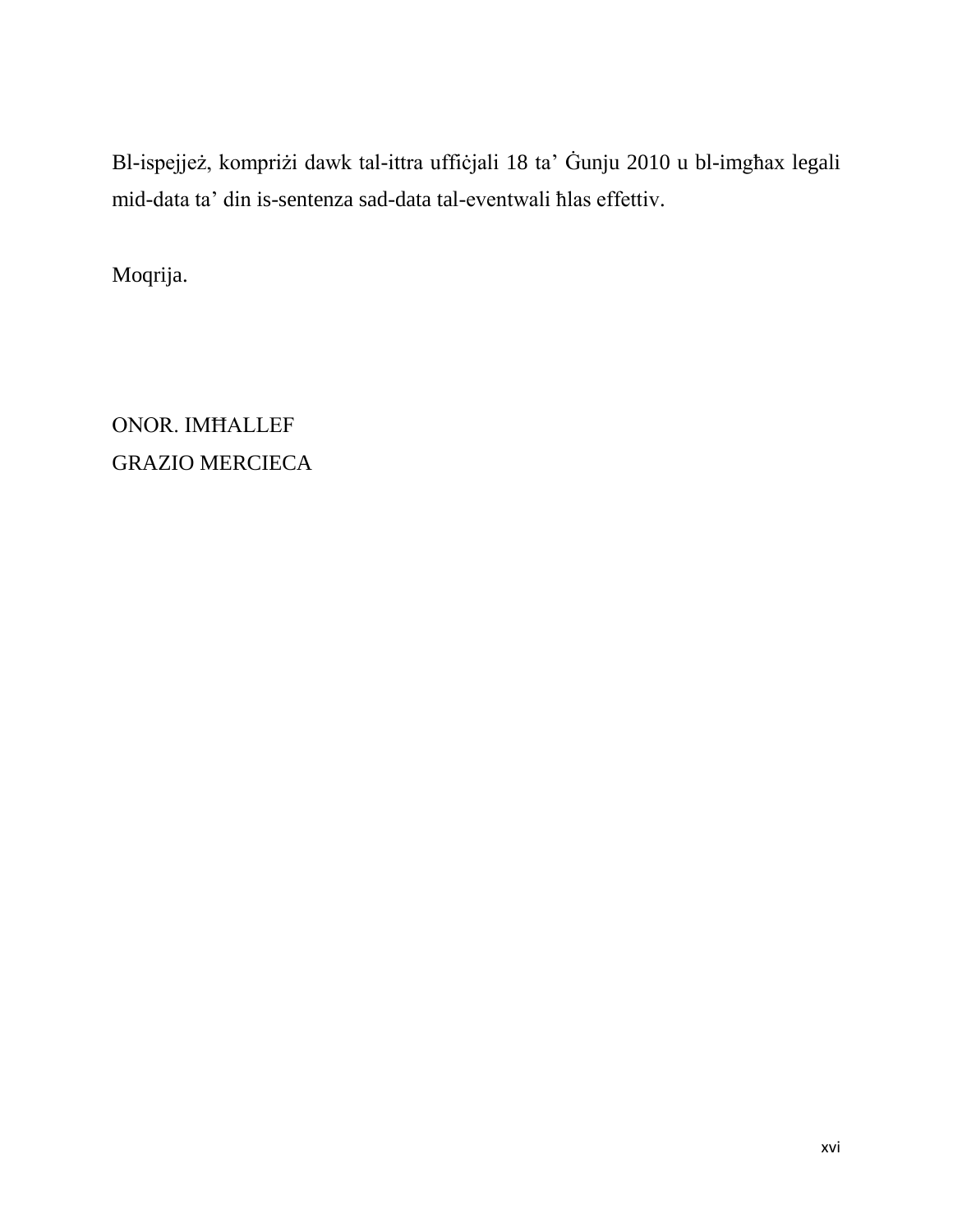Bl-ispejjeż, kompriżi dawk tal-ittra uffiċjali 18 ta' Ġunju 2010 u bl-imgħax legali mid-data ta' din is-sentenza sad-data tal-eventwali ħlas effettiv.

Moqrija.

ONOR. IMĦALLEF
GRAZIO MERCIECA